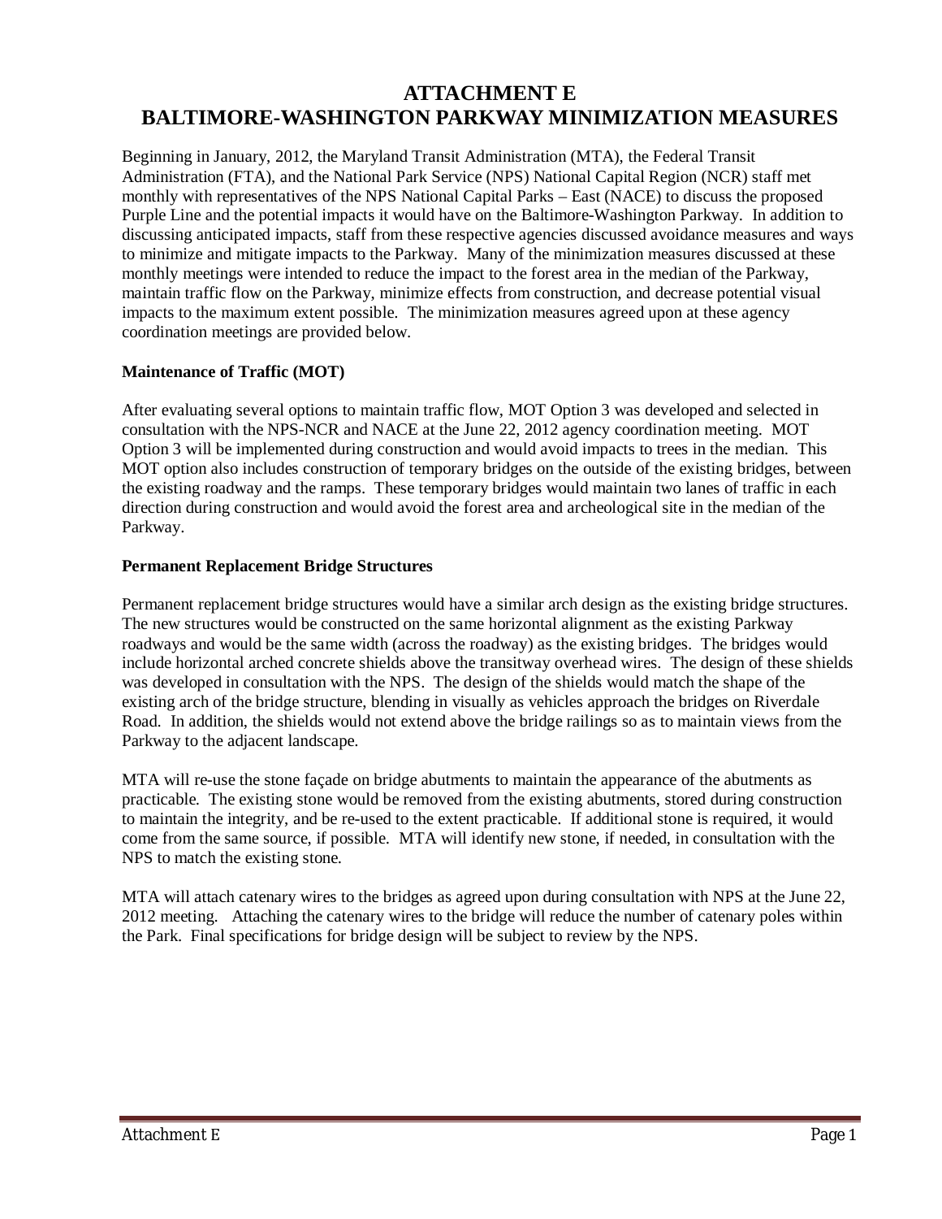# ATTACHMENT E
# BALTIMORE-WASHINGTON PARKWAY MINIMIZATION MEASURES

Beginning in January, 2012, the Maryland Transit Administration (MTA), the Federal Transit Administration (FTA), and the National Park Service (NPS) National Capital Region (NCR) staff met monthly with representatives of the NPS National Capital Parks – East (NACE) to discuss the proposed Purple Line and the potential impacts it would have on the Baltimore-Washington Parkway. In addition to discussing anticipated impacts, staff from these respective agencies discussed avoidance measures and ways to minimize and mitigate impacts to the Parkway. Many of the minimization measures discussed at these monthly meetings were intended to reduce the impact to the forest area in the median of the Parkway, maintain traffic flow on the Parkway, minimize effects from construction, and decrease potential visual impacts to the maximum extent possible. The minimization measures agreed upon at these agency coordination meetings are provided below.

**Maintenance of Traffic (MOT)**

After evaluating several options to maintain traffic flow, MOT Option 3 was developed and selected in consultation with the NPS-NCR and NACE at the June 22, 2012 agency coordination meeting. MOT Option 3 will be implemented during construction and would avoid impacts to trees in the median. This MOT option also includes construction of temporary bridges on the outside of the existing bridges, between the existing roadway and the ramps. These temporary bridges would maintain two lanes of traffic in each direction during construction and would avoid the forest area and archeological site in the median of the Parkway.

**Permanent Replacement Bridge Structures**

Permanent replacement bridge structures would have a similar arch design as the existing bridge structures. The new structures would be constructed on the same horizontal alignment as the existing Parkway roadways and would be the same width (across the roadway) as the existing bridges. The bridges would include horizontal arched concrete shields above the transitway overhead wires. The design of these shields was developed in consultation with the NPS. The design of the shields would match the shape of the existing arch of the bridge structure, blending in visually as vehicles approach the bridges on Riverdale Road. In addition, the shields would not extend above the bridge railings so as to maintain views from the Parkway to the adjacent landscape.

MTA will re-use the stone façade on bridge abutments to maintain the appearance of the abutments as practicable. The existing stone would be removed from the existing abutments, stored during construction to maintain the integrity, and be re-used to the extent practicable. If additional stone is required, it would come from the same source, if possible. MTA will identify new stone, if needed, in consultation with the NPS to match the existing stone.

MTA will attach catenary wires to the bridges as agreed upon during consultation with NPS at the June 22, 2012 meeting. Attaching the catenary wires to the bridge will reduce the number of catenary poles within the Park. Final specifications for bridge design will be subject to review by the NPS.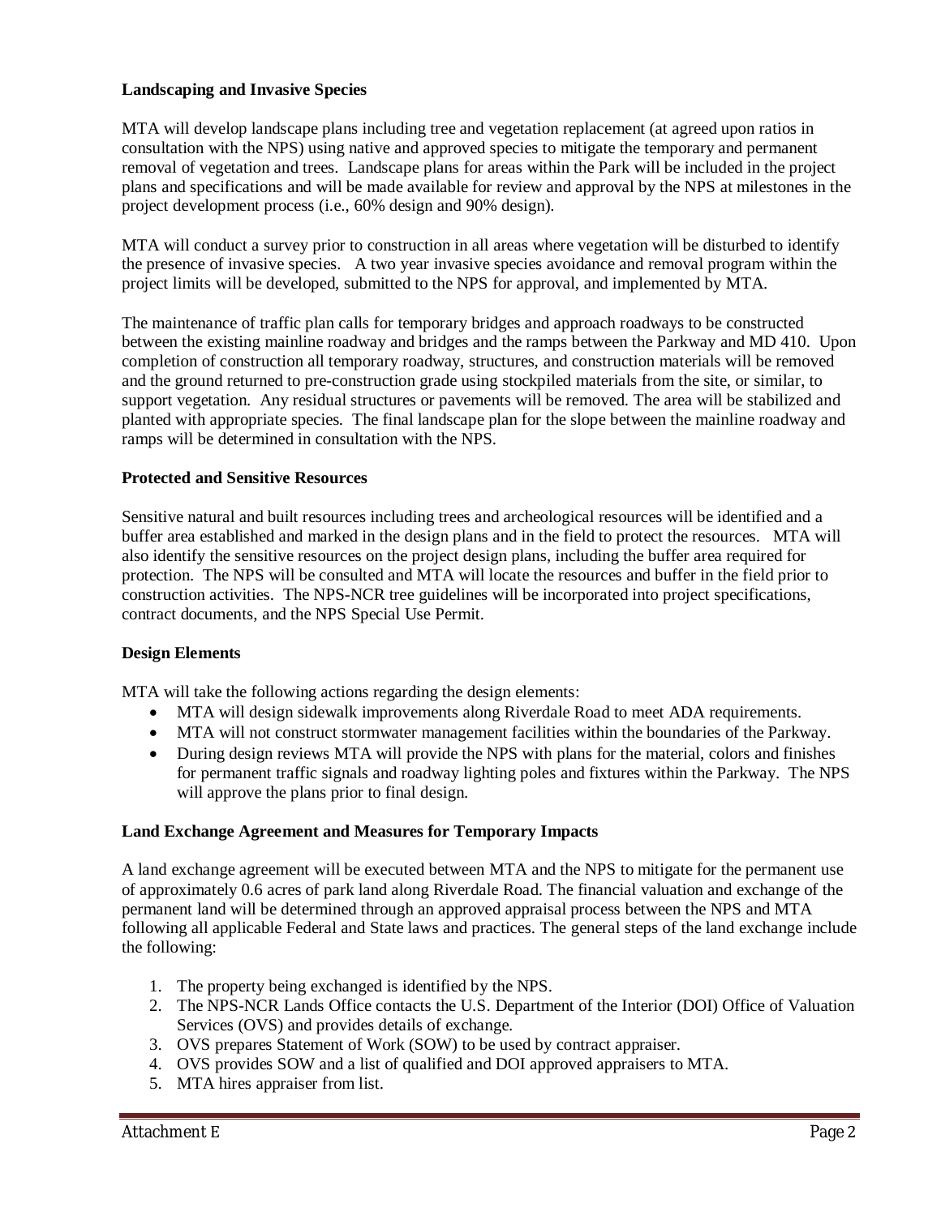**Landscaping and Invasive Species**

MTA will develop landscape plans including tree and vegetation replacement (at agreed upon ratios in consultation with the NPS) using native and approved species to mitigate the temporary and permanent removal of vegetation and trees. Landscape plans for areas within the Park will be included in the project plans and specifications and will be made available for review and approval by the NPS at milestones in the project development process (i.e., 60% design and 90% design).

MTA will conduct a survey prior to construction in all areas where vegetation will be disturbed to identify the presence of invasive species. A two year invasive species avoidance and removal program within the project limits will be developed, submitted to the NPS for approval, and implemented by MTA.

The maintenance of traffic plan calls for temporary bridges and approach roadways to be constructed between the existing mainline roadway and bridges and the ramps between the Parkway and MD 410. Upon completion of construction all temporary roadway, structures, and construction materials will be removed and the ground returned to pre-construction grade using stockpiled materials from the site, or similar, to support vegetation. Any residual structures or pavements will be removed. The area will be stabilized and planted with appropriate species. The final landscape plan for the slope between the mainline roadway and ramps will be determined in consultation with the NPS.

**Protected and Sensitive Resources**

Sensitive natural and built resources including trees and archeological resources will be identified and a buffer area established and marked in the design plans and in the field to protect the resources. MTA will also identify the sensitive resources on the project design plans, including the buffer area required for protection. The NPS will be consulted and MTA will locate the resources and buffer in the field prior to construction activities. The NPS-NCR tree guidelines will be incorporated into project specifications, contract documents, and the NPS Special Use Permit.

**Design Elements**

MTA will take the following actions regarding the design elements:

- MTA will design sidewalk improvements along Riverdale Road to meet ADA requirements.
- MTA will not construct stormwater management facilities within the boundaries of the Parkway.
- During design reviews MTA will provide the NPS with plans for the material, colors and finishes for permanent traffic signals and roadway lighting poles and fixtures within the Parkway. The NPS will approve the plans prior to final design.

**Land Exchange Agreement and Measures for Temporary Impacts**

A land exchange agreement will be executed between MTA and the NPS to mitigate for the permanent use of approximately 0.6 acres of park land along Riverdale Road. The financial valuation and exchange of the permanent land will be determined through an approved appraisal process between the NPS and MTA following all applicable Federal and State laws and practices. The general steps of the land exchange include the following:

1. The property being exchanged is identified by the NPS.
2. The NPS-NCR Lands Office contacts the U.S. Department of the Interior (DOI) Office of Valuation Services (OVS) and provides details of exchange.
3. OVS prepares Statement of Work (SOW) to be used by contract appraiser.
4. OVS provides SOW and a list of qualified and DOI approved appraisers to MTA.
5. MTA hires appraiser from list.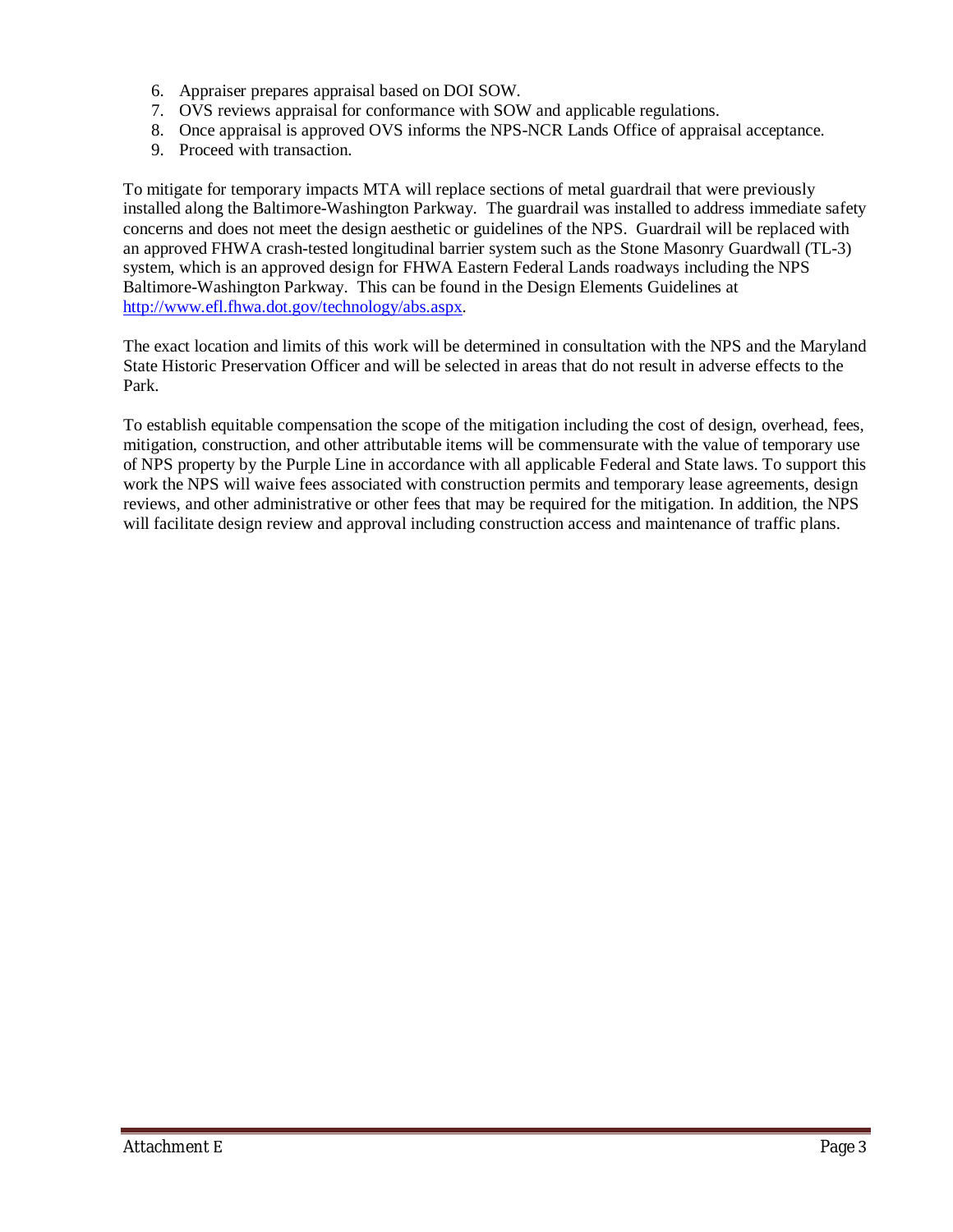6. Appraiser prepares appraisal based on DOI SOW.
7. OVS reviews appraisal for conformance with SOW and applicable regulations.
8. Once appraisal is approved OVS informs the NPS-NCR Lands Office of appraisal acceptance.
9. Proceed with transaction.

To mitigate for temporary impacts MTA will replace sections of metal guardrail that were previously installed along the Baltimore-Washington Parkway. The guardrail was installed to address immediate safety concerns and does not meet the design aesthetic or guidelines of the NPS. Guardrail will be replaced with an approved FHWA crash-tested longitudinal barrier system such as the Stone Masonry Guardwall (TL-3) system, which is an approved design for FHWA Eastern Federal Lands roadways including the NPS Baltimore-Washington Parkway. This can be found in the Design Elements Guidelines at [http://www.efl.fhwa.dot.gov/technology/abs.aspx](http://www.efl.fhwa.dot.gov/technology/abs.aspx).

The exact location and limits of this work will be determined in consultation with the NPS and the Maryland State Historic Preservation Officer and will be selected in areas that do not result in adverse effects to the Park.

To establish equitable compensation the scope of the mitigation including the cost of design, overhead, fees, mitigation, construction, and other attributable items will be commensurate with the value of temporary use of NPS property by the Purple Line in accordance with all applicable Federal and State laws. To support this work the NPS will waive fees associated with construction permits and temporary lease agreements, design reviews, and other administrative or other fees that may be required for the mitigation. In addition, the NPS will facilitate design review and approval including construction access and maintenance of traffic plans.